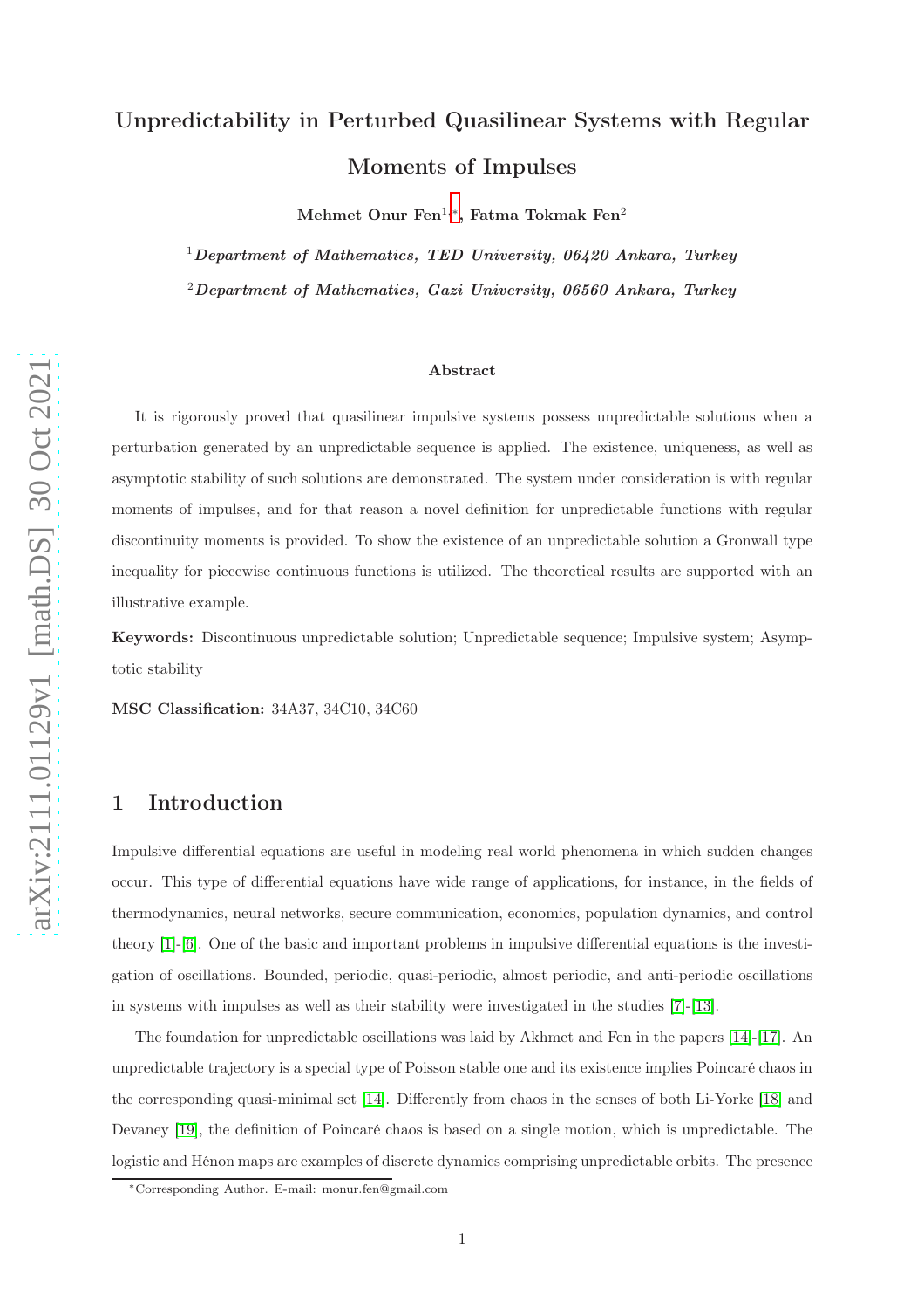# Unpredictability in Perturbed Quasilinear Systems with Regular Moments of Impulses

**Mehmet Onur Fen**[1,*], **Fatma Tokmak Fen**[2]

[1] ***Department of Mathematics, TED University, 06420 Ankara, Turkey***

[2] ***Department of Mathematics, Gazi University, 06560 Ankara, Turkey***

**Abstract**

It is rigorously proved that quasilinear impulsive systems possess unpredictable solutions when a perturbation generated by an unpredictable sequence is applied. The existence, uniqueness, as well as asymptotic stability of such solutions are demonstrated. The system under consideration is with regular moments of impulses, and for that reason a novel definition for unpredictable functions with regular discontinuity moments is provided. To show the existence of an unpredictable solution a Gronwall type inequality for piecewise continuous functions is utilized. The theoretical results are supported with an illustrative example.

**Keywords:** Discontinuous unpredictable solution; Unpredictable sequence; Impulsive system; Asymptotic stability

**MSC Classification:** 34A37, 34C10, 34C60

## 1 Introduction

Impulsive differential equations are useful in modeling real world phenomena in which sudden changes occur. This type of differential equations have wide range of applications, for instance, in the fields of thermodynamics, neural networks, secure communication, economics, population dynamics, and control theory [1]-[6]. One of the basic and important problems in impulsive differential equations is the investigation of oscillations. Bounded, periodic, quasi-periodic, almost periodic, and anti-periodic oscillations in systems with impulses as well as their stability were investigated in the studies [7]-[13].

The foundation for unpredictable oscillations was laid by Akhmet and Fen in the papers [14]-[17]. An unpredictable trajectory is a special type of Poisson stable one and its existence implies Poincaré chaos in the corresponding quasi-minimal set [14]. Differently from chaos in the senses of both Li-Yorke [18] and Devaney [19], the definition of Poincaré chaos is based on a single motion, which is unpredictable. The logistic and Hénon maps are examples of discrete dynamics comprising unpredictable orbits. The presence

---

*Corresponding Author. E-mail: monur.fen@gmail.com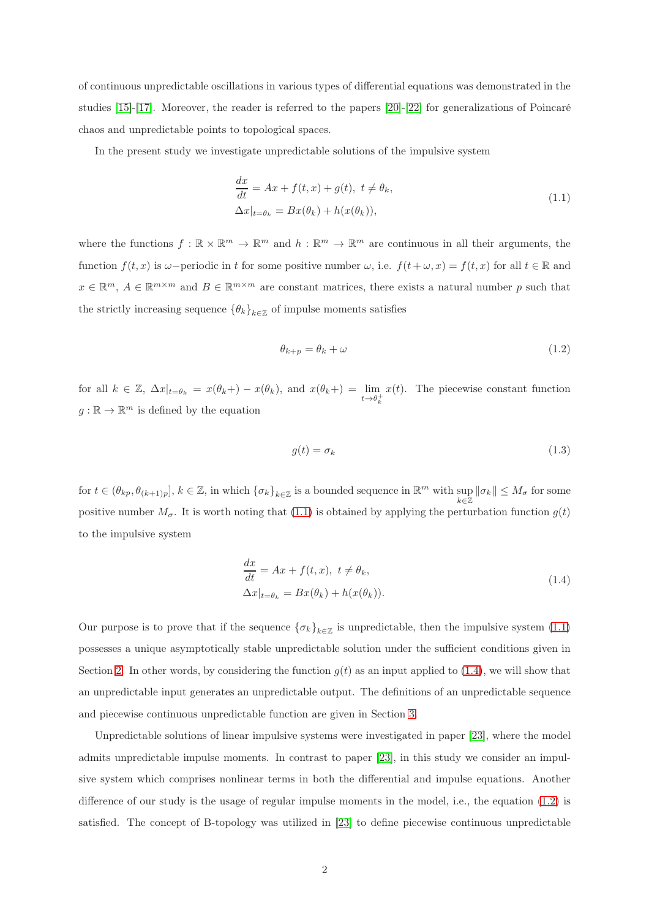of continuous unpredictable oscillations in various types of differential equations was demonstrated in the studies [15]-[17]. Moreover, the reader is referred to the papers [20]-[22] for generalizations of Poincaré chaos and unpredictable points to topological spaces.

In the present study we investigate unpredictable solutions of the impulsive system

$$
\begin{aligned}
\frac{dx}{dt} &= Ax + f(t,x) + g(t),\ t \neq \theta_k, \\
\Delta x|_{t=\theta_k} &= Bx(\theta_k) + h(x(\theta_k)),
\end{aligned}
\tag{1.1}
$$

where the functions $f : \mathbb{R} \times \mathbb{R}^m \to \mathbb{R}^m$ and $h : \mathbb{R}^m \to \mathbb{R}^m$ are continuous in all their arguments, the function $f(t,x)$ is $\omega-$periodic in $t$ for some positive number $\omega$, i.e. $f(t+\omega, x) = f(t,x)$ for all $t \in \mathbb{R}$ and $x \in \mathbb{R}^m$, $A \in \mathbb{R}^{m\times m}$ and $B \in \mathbb{R}^{m\times m}$ are constant matrices, there exists a natural number $p$ such that the strictly increasing sequence $\{\theta_k\}_{k\in\mathbb{Z}}$ of impulse moments satisfies

$$
\theta_{k+p} = \theta_k + \omega \tag{1.2}
$$

for all $k \in \mathbb{Z}$, $\Delta x|_{t=\theta_k} = x(\theta_k+) - x(\theta_k)$, and $x(\theta_k+) = \lim\limits_{t\to\theta_k^+} x(t)$. The piecewise constant function $g : \mathbb{R} \to \mathbb{R}^m$ is defined by the equation

$$
g(t) = \sigma_k \tag{1.3}
$$

for $t \in (\theta_{kp}, \theta_{(k+1)p}]$, $k \in \mathbb{Z}$, in which $\{\sigma_k\}_{k\in\mathbb{Z}}$ is a bounded sequence in $\mathbb{R}^m$ with $\sup\limits_{k\in\mathbb{Z}} \|\sigma_k\| \leq M_\sigma$ for some positive number $M_\sigma$. It is worth noting that (1.1) is obtained by applying the perturbation function $g(t)$ to the impulsive system

$$
\begin{aligned}
\frac{dx}{dt} &= Ax + f(t,x),\ t \neq \theta_k, \\
\Delta x|_{t=\theta_k} &= Bx(\theta_k) + h(x(\theta_k)).
\end{aligned}
\tag{1.4}
$$

Our purpose is to prove that if the sequence $\{\sigma_k\}_{k\in\mathbb{Z}}$ is unpredictable, then the impulsive system (1.1) possesses a unique asymptotically stable unpredictable solution under the sufficient conditions given in Section 2. In other words, by considering the function $g(t)$ as an input applied to (1.4), we will show that an unpredictable input generates an unpredictable output. The definitions of an unpredictable sequence and piecewise continuous unpredictable function are given in Section 3.

Unpredictable solutions of linear impulsive systems were investigated in paper [23], where the model admits unpredictable impulse moments. In contrast to paper [23], in this study we consider an impulsive system which comprises nonlinear terms in both the differential and impulse equations. Another difference of our study is the usage of regular impulse moments in the model, i.e., the equation (1.2) is satisfied. The concept of B-topology was utilized in [23] to define piecewise continuous unpredictable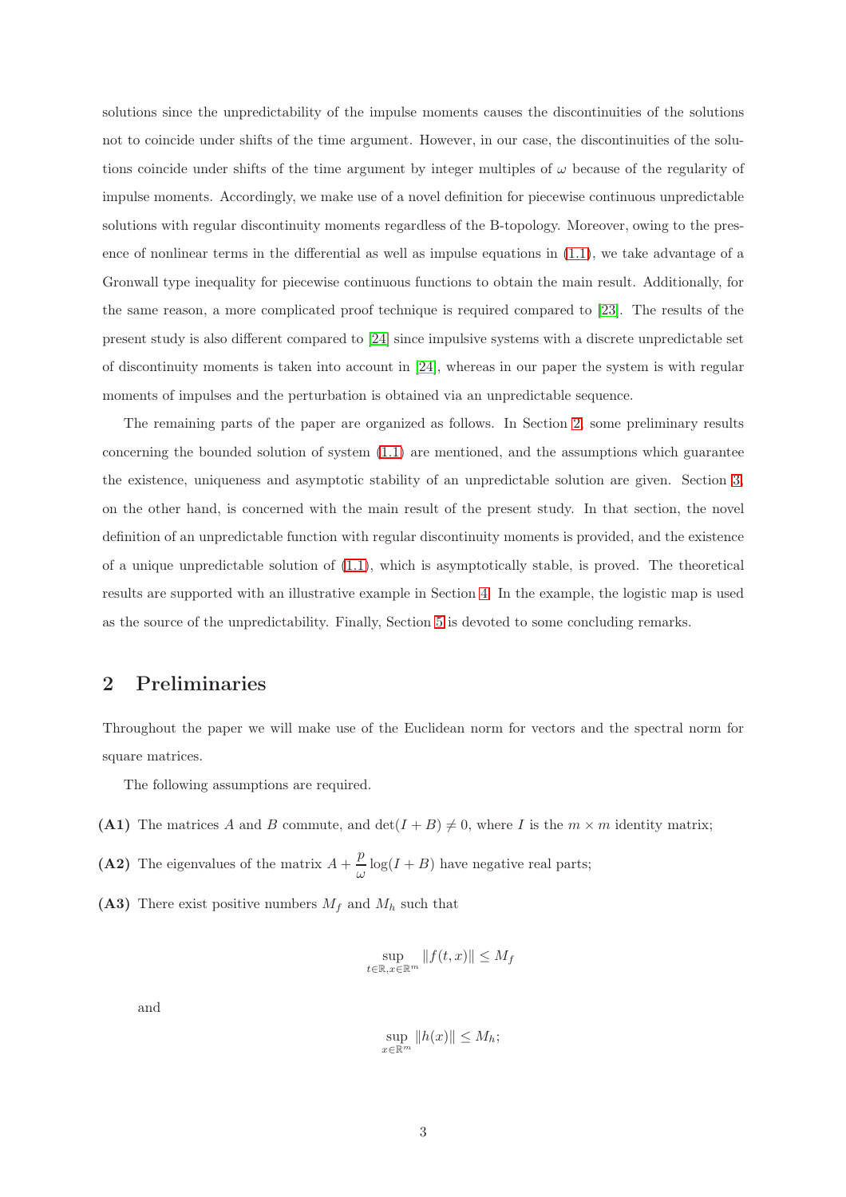solutions since the unpredictability of the impulse moments causes the discontinuities of the solutions not to coincide under shifts of the time argument. However, in our case, the discontinuities of the solutions coincide under shifts of the time argument by integer multiples of $\omega$ because of the regularity of impulse moments. Accordingly, we make use of a novel definition for piecewise continuous unpredictable solutions with regular discontinuity moments regardless of the B-topology. Moreover, owing to the presence of nonlinear terms in the differential as well as impulse equations in (1.1), we take advantage of a Gronwall type inequality for piecewise continuous functions to obtain the main result. Additionally, for the same reason, a more complicated proof technique is required compared to [23]. The results of the present study is also different compared to [24] since impulsive systems with a discrete unpredictable set of discontinuity moments is taken into account in [24], whereas in our paper the system is with regular moments of impulses and the perturbation is obtained via an unpredictable sequence.

The remaining parts of the paper are organized as follows. In Section 2, some preliminary results concerning the bounded solution of system (1.1) are mentioned, and the assumptions which guarantee the existence, uniqueness and asymptotic stability of an unpredictable solution are given. Section 3, on the other hand, is concerned with the main result of the present study. In that section, the novel definition of an unpredictable function with regular discontinuity moments is provided, and the existence of a unique unpredictable solution of (1.1), which is asymptotically stable, is proved. The theoretical results are supported with an illustrative example in Section 4. In the example, the logistic map is used as the source of the unpredictability. Finally, Section 5 is devoted to some concluding remarks.

## 2 Preliminaries

Throughout the paper we will make use of the Euclidean norm for vectors and the spectral norm for square matrices.

The following assumptions are required.

**(A1)** The matrices $A$ and $B$ commute, and $\det(I+B) \neq 0$, where $I$ is the $m \times m$ identity matrix;

**(A2)** The eigenvalues of the matrix $A + \dfrac{p}{\omega}\log(I+B)$ have negative real parts;

**(A3)** There exist positive numbers $M_f$ and $M_h$ such that

$$\sup_{t\in\mathbb{R}, x\in\mathbb{R}^m} \|f(t,x)\| \leq M_f$$

and

$$\sup_{x\in\mathbb{R}^m} \|h(x)\| \leq M_h;$$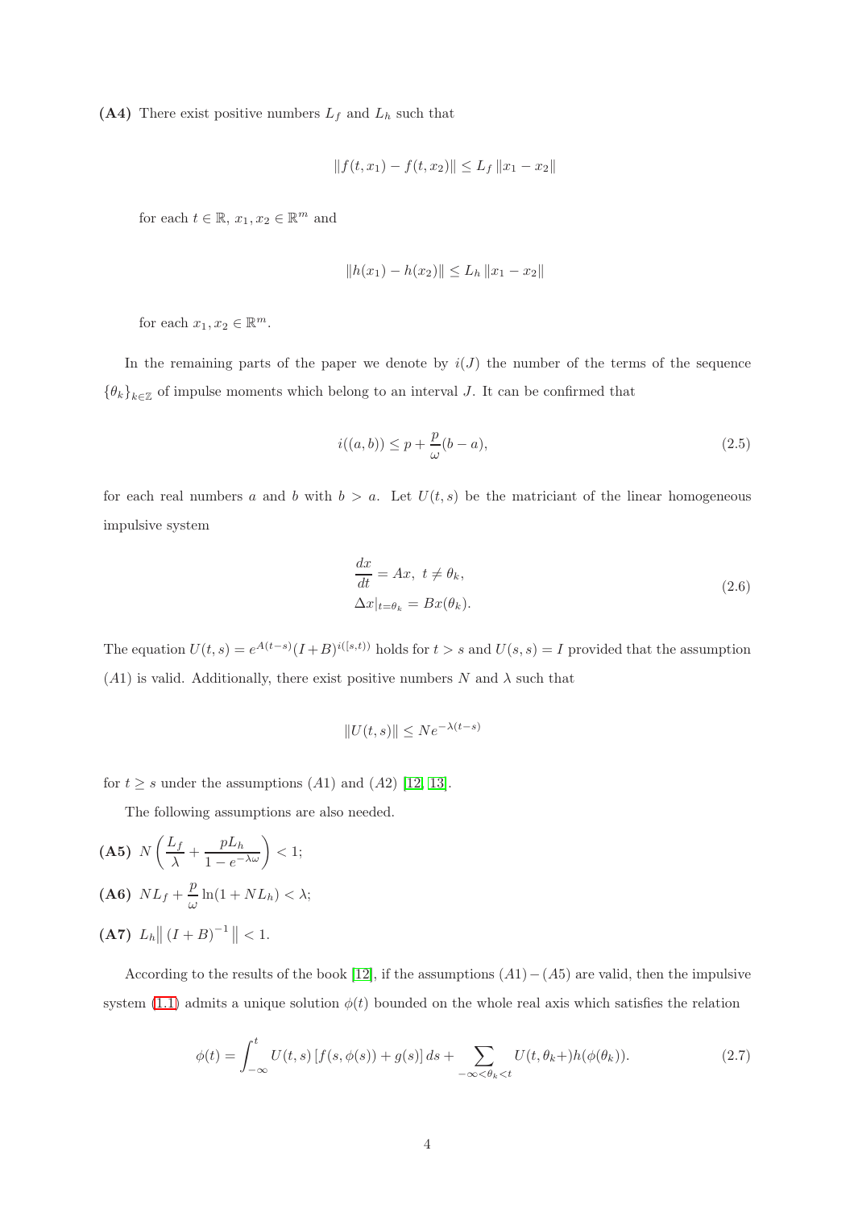**(A4)** There exist positive numbers $L_f$ and $L_h$ such that

$$\|f(t,x_1) - f(t,x_2)\| \leq L_f \|x_1 - x_2\|$$

for each $t \in \mathbb{R}$, $x_1, x_2 \in \mathbb{R}^m$ and

$$\|h(x_1) - h(x_2)\| \leq L_h \|x_1 - x_2\|$$

for each $x_1, x_2 \in \mathbb{R}^m$.

In the remaining parts of the paper we denote by $i(J)$ the number of the terms of the sequence $\{\theta_k\}_{k\in\mathbb{Z}}$ of impulse moments which belong to an interval $J$. It can be confirmed that

$$i((a,b)) \leq p + \frac{p}{\omega}(b-a), \tag{2.5}$$

for each real numbers $a$ and $b$ with $b > a$. Let $U(t,s)$ be the matriciant of the linear homogeneous impulsive system

$$\begin{aligned}
&\frac{dx}{dt} = Ax, \ t \neq \theta_k, \\
&\Delta x|_{t=\theta_k} = Bx(\theta_k).
\end{aligned} \tag{2.6}$$

The equation $U(t,s) = e^{A(t-s)}(I+B)^{i([s,t))}$ holds for $t > s$ and $U(s,s) = I$ provided that the assumption $(A1)$ is valid. Additionally, there exist positive numbers $N$ and $\lambda$ such that

$$\|U(t,s)\| \leq Ne^{-\lambda(t-s)}$$

for $t \geq s$ under the assumptions $(A1)$ and $(A2)$ [12, 13].

The following assumptions are also needed.

**(A5)** $N\left(\dfrac{L_f}{\lambda} + \dfrac{pL_h}{1-e^{-\lambda\omega}}\right) < 1$;

**(A6)** $NL_f + \dfrac{p}{\omega}\ln(1+NL_h) < \lambda$;

**(A7)** $L_h\left\| (I+B)^{-1} \right\| < 1$.

According to the results of the book [12], if the assumptions $(A1)-(A5)$ are valid, then the impulsive system (1.1) admits a unique solution $\phi(t)$ bounded on the whole real axis which satisfies the relation

$$\phi(t) = \int_{-\infty}^{t} U(t,s)\left[f(s,\phi(s)) + g(s)\right] ds + \sum_{-\infty<\theta_k<t} U(t,\theta_k+)h(\phi(\theta_k)). \tag{2.7}$$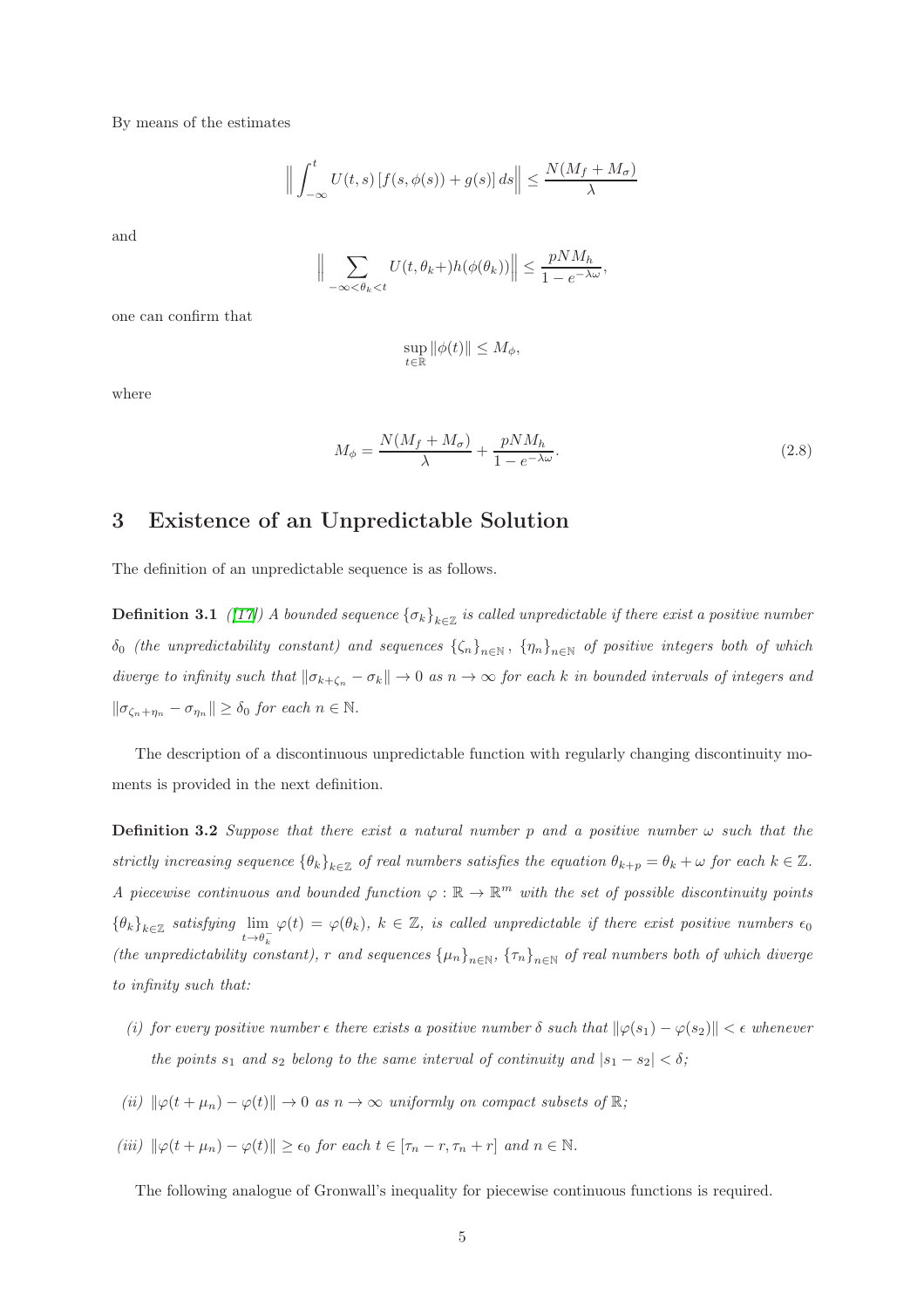By means of the estimates

$$\Big\| \int_{-\infty}^{t} U(t,s)\left[f(s,\phi(s)) + g(s)\right] ds \Big\| \leq \frac{N(M_f + M_\sigma)}{\lambda}$$

and

$$\Big\| \sum_{-\infty<\theta_k<t} U(t,\theta_k+) h(\phi(\theta_k)) \Big\| \leq \frac{pNM_h}{1-e^{-\lambda\omega}},$$

one can confirm that

$$\sup_{t\in\mathbb{R}} \|\phi(t)\| \leq M_\phi,$$

where

$$M_\phi = \frac{N(M_f + M_\sigma)}{\lambda} + \frac{pNM_h}{1-e^{-\lambda\omega}}. \tag{2.8}$$

## 3 Existence of an Unpredictable Solution

The definition of an unpredictable sequence is as follows.

**Definition 3.1** *([17]) A bounded sequence $\{\sigma_k\}_{k\in\mathbb{Z}}$ is called unpredictable if there exist a positive number $\delta_0$ (the unpredictability constant) and sequences $\{\zeta_n\}_{n\in\mathbb{N}}$, $\{\eta_n\}_{n\in\mathbb{N}}$ of positive integers both of which diverge to infinity such that $\|\sigma_{k+\zeta_n} - \sigma_k\| \to 0$ as $n\to\infty$ for each $k$ in bounded intervals of integers and $\|\sigma_{\zeta_n+\eta_n} - \sigma_{\eta_n}\| \geq \delta_0$ for each $n\in\mathbb{N}$.*

The description of a discontinuous unpredictable function with regularly changing discontinuity moments is provided in the next definition.

**Definition 3.2** *Suppose that there exist a natural number $p$ and a positive number $\omega$ such that the strictly increasing sequence $\{\theta_k\}_{k\in\mathbb{Z}}$ of real numbers satisfies the equation $\theta_{k+p} = \theta_k + \omega$ for each $k\in\mathbb{Z}$. A piecewise continuous and bounded function $\varphi : \mathbb{R}\to\mathbb{R}^m$ with the set of possible discontinuity points $\{\theta_k\}_{k\in\mathbb{Z}}$ satisfying $\lim_{t\to\theta_k^-} \varphi(t) = \varphi(\theta_k)$, $k\in\mathbb{Z}$, is called unpredictable if there exist positive numbers $\epsilon_0$ (the unpredictability constant), $r$ and sequences $\{\mu_n\}_{n\in\mathbb{N}}$, $\{\tau_n\}_{n\in\mathbb{N}}$ of real numbers both of which diverge to infinity such that:*

*(i) for every positive number $\epsilon$ there exists a positive number $\delta$ such that $\|\varphi(s_1) - \varphi(s_2)\| < \epsilon$ whenever the points $s_1$ and $s_2$ belong to the same interval of continuity and $|s_1 - s_2| < \delta$;*

*(ii) $\|\varphi(t+\mu_n) - \varphi(t)\| \to 0$ as $n\to\infty$ uniformly on compact subsets of $\mathbb{R}$;*

*(iii) $\|\varphi(t+\mu_n) - \varphi(t)\| \geq \epsilon_0$ for each $t\in[\tau_n - r, \tau_n + r]$ and $n\in\mathbb{N}$.*

The following analogue of Gronwall's inequality for piecewise continuous functions is required.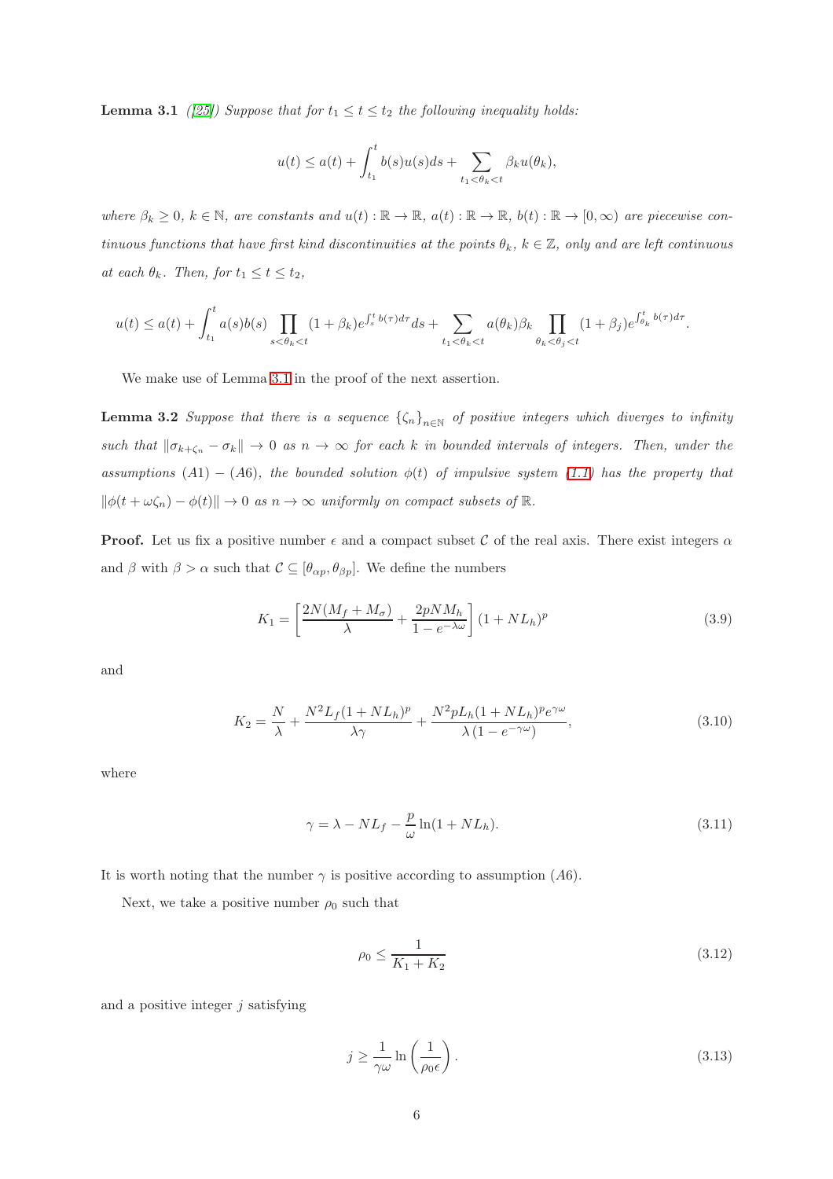**Lemma 3.1** *([25]) Suppose that for $t_1 \le t \le t_2$ the following inequality holds:*

$$u(t) \le a(t) + \int_{t_1}^{t} b(s)u(s)ds + \sum_{t_1 < \theta_k < t} \beta_k u(\theta_k),$$

*where $\beta_k \ge 0$, $k \in \mathbb{N}$, are constants and $u(t) : \mathbb{R} \to \mathbb{R}$, $a(t) : \mathbb{R} \to \mathbb{R}$, $b(t) : \mathbb{R} \to [0, \infty)$ are piecewise continuous functions that have first kind discontinuities at the points $\theta_k$, $k \in \mathbb{Z}$, only and are left continuous at each $\theta_k$. Then, for $t_1 \le t \le t_2$,*

$$u(t) \le a(t) + \int_{t_1}^{t} a(s)b(s) \prod_{s<\theta_k<t} (1+\beta_k) e^{\int_s^t b(\tau)d\tau} ds + \sum_{t_1<\theta_k<t} a(\theta_k)\beta_k \prod_{\theta_k<\theta_j<t} (1+\beta_j) e^{\int_{\theta_k}^t b(\tau)d\tau}.$$

We make use of Lemma 3.1 in the proof of the next assertion.

**Lemma 3.2** *Suppose that there is a sequence $\{\zeta_n\}_{n\in\mathbb{N}}$ of positive integers which diverges to infinity such that $\|\sigma_{k+\zeta_n} - \sigma_k\| \to 0$ as $n \to \infty$ for each $k$ in bounded intervals of integers. Then, under the assumptions $(A1) - (A6)$, the bounded solution $\phi(t)$ of impulsive system (1.1) has the property that $\|\phi(t+\omega\zeta_n) - \phi(t)\| \to 0$ as $n \to \infty$ uniformly on compact subsets of $\mathbb{R}$.*

**Proof.** Let us fix a positive number $\epsilon$ and a compact subset $\mathcal{C}$ of the real axis. There exist integers $\alpha$ and $\beta$ with $\beta > \alpha$ such that $\mathcal{C} \subseteq [\theta_{\alpha p}, \theta_{\beta p}]$. We define the numbers

$$K_1 = \left[ \frac{2N(M_f + M_\sigma)}{\lambda} + \frac{2pNM_h}{1 - e^{-\lambda\omega}} \right] (1 + NL_h)^p \tag{3.9}$$

and

$$K_2 = \frac{N}{\lambda} + \frac{N^2 L_f (1+NL_h)^p}{\lambda\gamma} + \frac{N^2 p L_h (1+NL_h)^p e^{\gamma\omega}}{\lambda\left(1 - e^{-\gamma\omega}\right)}, \tag{3.10}$$

where

$$\gamma = \lambda - NL_f - \frac{p}{\omega} \ln(1 + NL_h). \tag{3.11}$$

It is worth noting that the number $\gamma$ is positive according to assumption $(A6)$.

Next, we take a positive number $\rho_0$ such that

$$\rho_0 \le \frac{1}{K_1 + K_2} \tag{3.12}$$

and a positive integer $j$ satisfying

$$j \ge \frac{1}{\gamma\omega} \ln\left(\frac{1}{\rho_0 \epsilon}\right). \tag{3.13}$$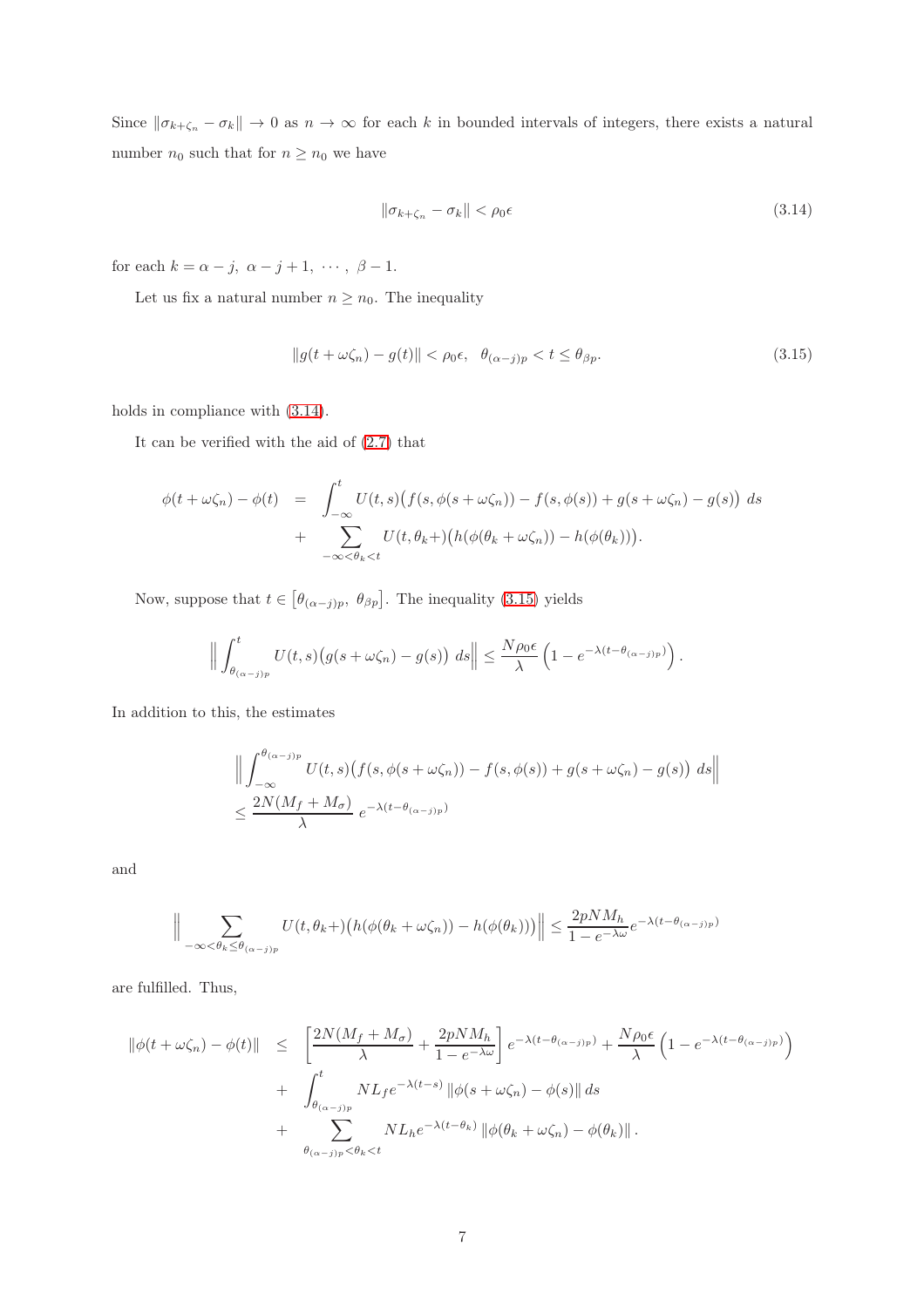Since $\|\sigma_{k+\zeta_n} - \sigma_k\| \to 0$ as $n \to \infty$ for each $k$ in bounded intervals of integers, there exists a natural number $n_0$ such that for $n \geq n_0$ we have

$$\|\sigma_{k+\zeta_n} - \sigma_k\| < \rho_0 \epsilon \tag{3.14}$$

for each $k = \alpha - j, \ \alpha - j + 1, \ \cdots, \ \beta - 1.$

Let us fix a natural number $n \geq n_0$. The inequality

$$\|g(t + \omega\zeta_n) - g(t)\| < \rho_0\epsilon, \ \ \theta_{(\alpha-j)p} < t \leq \theta_{\beta p}. \tag{3.15}$$

holds in compliance with (3.14).

It can be verified with the aid of (2.7) that

$$\begin{aligned}
\phi(t + \omega\zeta_n) - \phi(t) &= \int_{-\infty}^{t} U(t,s)\big(f(s, \phi(s + \omega\zeta_n)) - f(s, \phi(s)) + g(s + \omega\zeta_n) - g(s)\big) \ ds \\
&+ \sum_{-\infty < \theta_k < t} U(t, \theta_k +)\big(h(\phi(\theta_k + \omega\zeta_n)) - h(\phi(\theta_k))\big).
\end{aligned}$$

Now, suppose that $t \in \left[\theta_{(\alpha-j)p}, \ \theta_{\beta p}\right]$. The inequality (3.15) yields

$$\left\| \int_{\theta_{(\alpha-j)p}}^{t} U(t,s)\big(g(s + \omega\zeta_n) - g(s)\big) \ ds \right\| \leq \frac{N\rho_0\epsilon}{\lambda}\left(1 - e^{-\lambda(t - \theta_{(\alpha-j)p})}\right).$$

In addition to this, the estimates

$$\begin{aligned}
&\left\| \int_{-\infty}^{\theta_{(\alpha-j)p}} U(t,s)\big(f(s, \phi(s + \omega\zeta_n)) - f(s, \phi(s)) + g(s + \omega\zeta_n) - g(s)\big) \ ds \right\| \\
&\leq \frac{2N(M_f + M_\sigma)}{\lambda} \ e^{-\lambda(t - \theta_{(\alpha-j)p})}
\end{aligned}$$

and

$$\left\| \sum_{-\infty < \theta_k \leq \theta_{(\alpha-j)p}} U(t, \theta_k +)\big(h(\phi(\theta_k + \omega\zeta_n)) - h(\phi(\theta_k))\big) \right\| \leq \frac{2pNM_h}{1 - e^{-\lambda\omega}} e^{-\lambda(t - \theta_{(\alpha-j)p})}$$

are fulfilled. Thus,

$$\begin{aligned}
\|\phi(t + \omega\zeta_n) - \phi(t)\| &\leq \left[\frac{2N(M_f + M_\sigma)}{\lambda} + \frac{2pNM_h}{1 - e^{-\lambda\omega}}\right] e^{-\lambda(t - \theta_{(\alpha-j)p})} + \frac{N\rho_0\epsilon}{\lambda}\left(1 - e^{-\lambda(t - \theta_{(\alpha-j)p})}\right) \\
&+ \int_{\theta_{(\alpha-j)p}}^{t} NL_f e^{-\lambda(t-s)} \|\phi(s + \omega\zeta_n) - \phi(s)\| \, ds \\
&+ \sum_{\theta_{(\alpha-j)p} < \theta_k < t} NL_h e^{-\lambda(t - \theta_k)} \|\phi(\theta_k + \omega\zeta_n) - \phi(\theta_k)\|.
\end{aligned}$$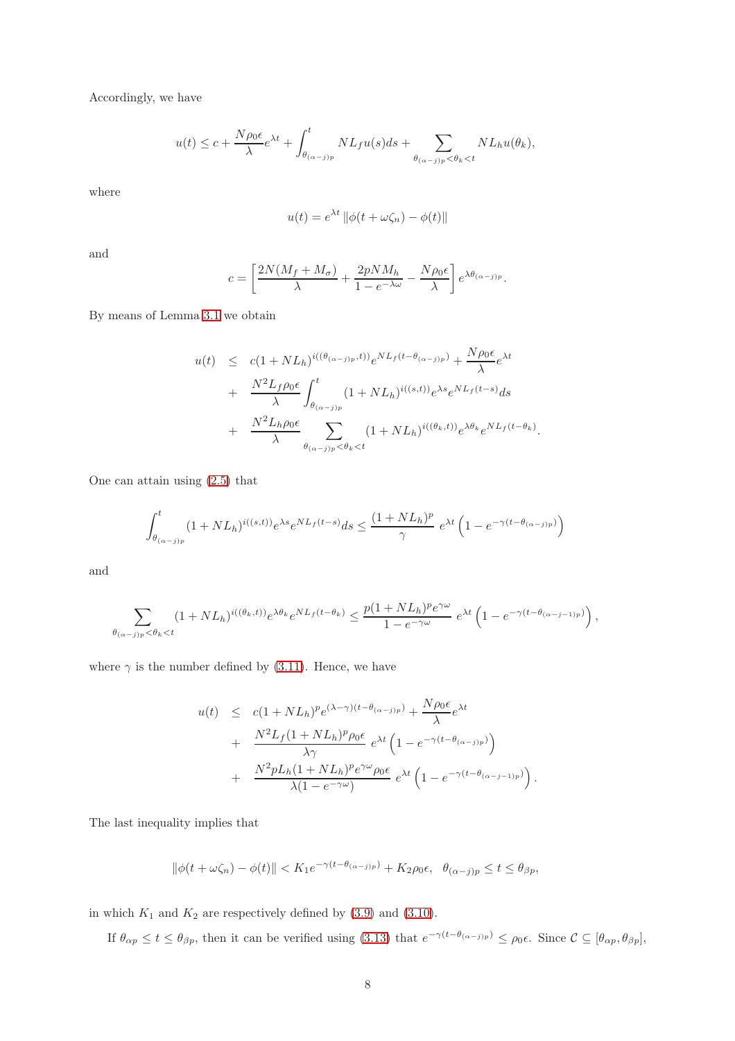Accordingly, we have

$$u(t) \leq c + \frac{N\rho_0 \epsilon}{\lambda} e^{\lambda t} + \int_{\theta_{(\alpha-j)p}}^{t} NL_f u(s) ds + \sum_{\theta_{(\alpha-j)p} < \theta_k < t} NL_h u(\theta_k),$$

where

$$u(t) = e^{\lambda t} \left\| \phi(t + \omega \zeta_n) - \phi(t) \right\|$$

and

$$c = \left[ \frac{2N(M_f + M_\sigma)}{\lambda} + \frac{2pNM_h}{1 - e^{-\lambda \omega}} - \frac{N\rho_0 \epsilon}{\lambda} \right] e^{\lambda \theta_{(\alpha-j)p}}.$$

By means of Lemma 3.1 we obtain

$$\begin{aligned}
u(t) &\leq c(1 + NL_h)^{i((\theta_{(\alpha-j)p}, t))} e^{NL_f (t - \theta_{(\alpha-j)p})} + \frac{N\rho_0 \epsilon}{\lambda} e^{\lambda t} \\
&+ \frac{N^2 L_f \rho_0 \epsilon}{\lambda} \int_{\theta_{(\alpha-j)p}}^{t} (1 + NL_h)^{i((s,t))} e^{\lambda s} e^{NL_f (t-s)} ds \\
&+ \frac{N^2 L_h \rho_0 \epsilon}{\lambda} \sum_{\theta_{(\alpha-j)p} < \theta_k < t} (1 + NL_h)^{i((\theta_k, t))} e^{\lambda \theta_k} e^{NL_f (t - \theta_k)}.
\end{aligned}$$

One can attain using (2.5) that

$$\int_{\theta_{(\alpha-j)p}}^{t} (1 + NL_h)^{i((s,t))} e^{\lambda s} e^{NL_f (t-s)} ds \leq \frac{(1 + NL_h)^p}{\gamma} \, e^{\lambda t} \left( 1 - e^{-\gamma (t - \theta_{(\alpha-j)p})} \right)$$

and

$$\sum_{\theta_{(\alpha-j)p} < \theta_k < t} (1 + NL_h)^{i((\theta_k, t))} e^{\lambda \theta_k} e^{NL_f (t - \theta_k)} \leq \frac{p(1 + NL_h)^p e^{\gamma \omega}}{1 - e^{-\gamma \omega}} \, e^{\lambda t} \left( 1 - e^{-\gamma (t - \theta_{(\alpha-j-1)p})} \right),$$

where $\gamma$ is the number defined by (3.11). Hence, we have

$$\begin{aligned}
u(t) &\leq c(1 + NL_h)^p e^{(\lambda - \gamma)(t - \theta_{(\alpha-j)p})} + \frac{N\rho_0 \epsilon}{\lambda} e^{\lambda t} \\
&+ \frac{N^2 L_f (1 + NL_h)^p \rho_0 \epsilon}{\lambda \gamma} \, e^{\lambda t} \left( 1 - e^{-\gamma (t - \theta_{(\alpha-j)p})} \right) \\
&+ \frac{N^2 p L_h (1 + NL_h)^p e^{\gamma \omega} \rho_0 \epsilon}{\lambda (1 - e^{-\gamma \omega})} \, e^{\lambda t} \left( 1 - e^{-\gamma (t - \theta_{(\alpha-j-1)p})} \right).
\end{aligned}$$

The last inequality implies that

$$\left\| \phi(t + \omega \zeta_n) - \phi(t) \right\| < K_1 e^{-\gamma (t - \theta_{(\alpha-j)p})} + K_2 \rho_0 \epsilon, \;\; \theta_{(\alpha-j)p} \leq t \leq \theta_{\beta p},$$

in which $K_1$ and $K_2$ are respectively defined by (3.9) and (3.10).

If $\theta_{\alpha p} \leq t \leq \theta_{\beta p}$, then it can be verified using (3.13) that $e^{-\gamma (t - \theta_{(\alpha-j)p})} \leq \rho_0 \epsilon$. Since $\mathcal{C} \subseteq [\theta_{\alpha p}, \theta_{\beta p}]$,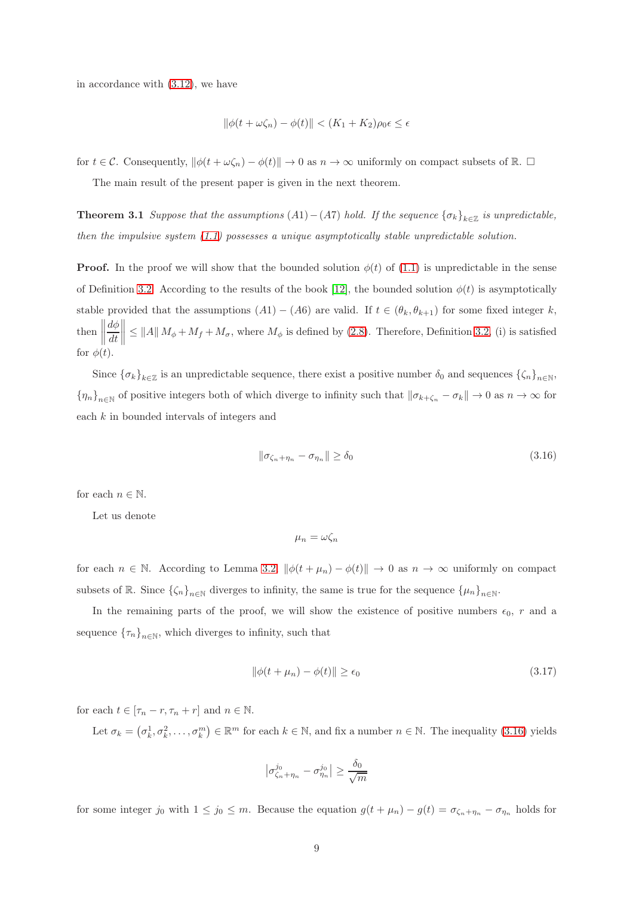in accordance with (3.12), we have

$$\|\phi(t+\omega\zeta_n)-\phi(t)\| < (K_1+K_2)\rho_0\epsilon \le \epsilon$$

for $t \in \mathcal{C}$. Consequently, $\|\phi(t+\omega\zeta_n)-\phi(t)\| \to 0$ as $n\to\infty$ uniformly on compact subsets of $\mathbb{R}$. □

The main result of the present paper is given in the next theorem.

**Theorem 3.1** *Suppose that the assumptions $(A1)-(A7)$ hold. If the sequence $\{\sigma_k\}_{k\in\mathbb{Z}}$ is unpredictable, then the impulsive system (1.1) possesses a unique asymptotically stable unpredictable solution.*

**Proof.** In the proof we will show that the bounded solution $\phi(t)$ of (1.1) is unpredictable in the sense of Definition 3.2. According to the results of the book [12], the bounded solution $\phi(t)$ is asymptotically stable provided that the assumptions $(A1)-(A6)$ are valid. If $t\in(\theta_k,\theta_{k+1})$ for some fixed integer $k$, then $\left\|\dfrac{d\phi}{dt}\right\| \le \|A\|\, M_\phi + M_f + M_\sigma$, where $M_\phi$ is defined by (2.8). Therefore, Definition 3.2 (i) is satisfied for $\phi(t)$.

Since $\{\sigma_k\}_{k\in\mathbb{Z}}$ is an unpredictable sequence, there exist a positive number $\delta_0$ and sequences $\{\zeta_n\}_{n\in\mathbb{N}}$, $\{\eta_n\}_{n\in\mathbb{N}}$ of positive integers both of which diverge to infinity such that $\|\sigma_{k+\zeta_n}-\sigma_k\|\to 0$ as $n\to\infty$ for each $k$ in bounded intervals of integers and

$$\|\sigma_{\zeta_n+\eta_n}-\sigma_{\eta_n}\| \ge \delta_0 \tag{3.16}$$

for each $n\in\mathbb{N}$.

Let us denote

$$\mu_n=\omega\zeta_n$$

for each $n\in\mathbb{N}$. According to Lemma 3.2, $\|\phi(t+\mu_n)-\phi(t)\|\to 0$ as $n\to\infty$ uniformly on compact subsets of $\mathbb{R}$. Since $\{\zeta_n\}_{n\in\mathbb{N}}$ diverges to infinity, the same is true for the sequence $\{\mu_n\}_{n\in\mathbb{N}}$.

In the remaining parts of the proof, we will show the existence of positive numbers $\epsilon_0$, $r$ and a sequence $\{\tau_n\}_{n\in\mathbb{N}}$, which diverges to infinity, such that

$$\|\phi(t+\mu_n)-\phi(t)\| \ge \epsilon_0 \tag{3.17}$$

for each $t\in[\tau_n-r,\tau_n+r]$ and $n\in\mathbb{N}$.

Let $\sigma_k=\left(\sigma_k^1,\sigma_k^2,\ldots,\sigma_k^m\right)\in\mathbb{R}^m$ for each $k\in\mathbb{N}$, and fix a number $n\in\mathbb{N}$. The inequality (3.16) yields

$$\left|\sigma^{j_0}_{\zeta_n+\eta_n}-\sigma^{j_0}_{\eta_n}\right| \ge \frac{\delta_0}{\sqrt{m}}$$

for some integer $j_0$ with $1\le j_0\le m$. Because the equation $g(t+\mu_n)-g(t)=\sigma_{\zeta_n+\eta_n}-\sigma_{\eta_n}$ holds for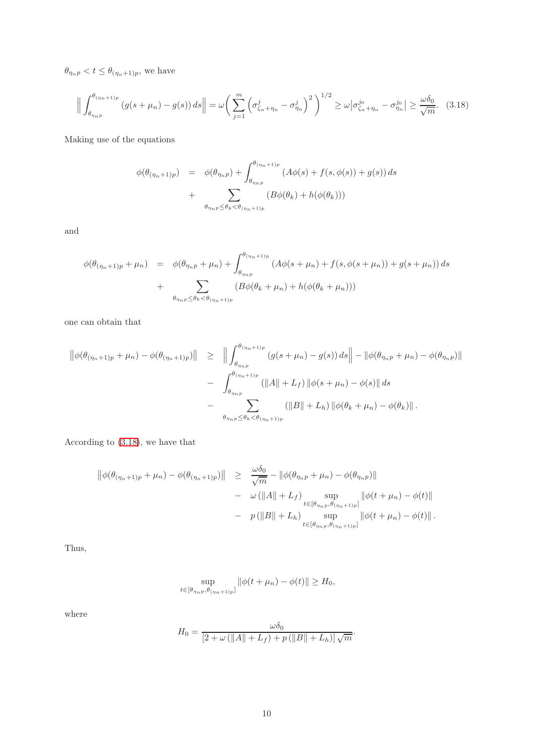$\theta_{\eta_n p} < t \leq \theta_{(\eta_n+1)p}$, we have

$$\Big\| \int_{\theta_{\eta_n p}}^{\theta_{(\eta_n+1)p}} (g(s+\mu_n) - g(s))\, ds \Big\| = \omega \bigg( \sum_{j=1}^{m} \Big( \sigma_{\zeta_n+\eta_n}^{j} - \sigma_{\eta_n}^{j} \Big)^2 \bigg)^{1/2} \geq \omega \big| \sigma_{\zeta_n+\eta_n}^{j_0} - \sigma_{\eta_n}^{j_0} \big| \geq \frac{\omega \delta_0}{\sqrt{m}}. \quad (3.18)$$

Making use of the equations

$$\begin{aligned} \phi(\theta_{(\eta_n+1)p}) &= \phi(\theta_{\eta_n p}) + \int_{\theta_{\eta_n p}}^{\theta_{(\eta_n+1)p}} (A\phi(s) + f(s,\phi(s)) + g(s))\, ds \\ &+ \sum_{\theta_{\eta_n p} \leq \theta_k < \theta_{(\eta_n+1)p}} (B\phi(\theta_k) + h(\phi(\theta_k))) \end{aligned}$$

and

$$\begin{aligned} \phi(\theta_{(\eta_n+1)p} + \mu_n) &= \phi(\theta_{\eta_n p} + \mu_n) + \int_{\theta_{\eta_n p}}^{\theta_{(\eta_n+1)p}} (A\phi(s+\mu_n) + f(s,\phi(s+\mu_n)) + g(s+\mu_n))\, ds \\ &+ \sum_{\theta_{\eta_n p} \leq \theta_k < \theta_{(\eta_n+1)p}} (B\phi(\theta_k+\mu_n) + h(\phi(\theta_k+\mu_n))) \end{aligned}$$

one can obtain that

$$\begin{aligned} \left\| \phi(\theta_{(\eta_n+1)p} + \mu_n) - \phi(\theta_{(\eta_n+1)p}) \right\| &\geq \Big\| \int_{\theta_{\eta_n p}}^{\theta_{(\eta_n+1)p}} (g(s+\mu_n) - g(s))\, ds \Big\| - \|\phi(\theta_{\eta_n p} + \mu_n) - \phi(\theta_{\eta_n p})\| \\ &- \int_{\theta_{\eta_n p}}^{\theta_{(\eta_n+1)p}} (\|A\| + L_f) \|\phi(s+\mu_n) - \phi(s)\|\, ds \\ &- \sum_{\theta_{\eta_n p} \leq \theta_k < \theta_{(\eta_n+1)p}} (\|B\| + L_h) \|\phi(\theta_k + \mu_n) - \phi(\theta_k)\|. \end{aligned}$$

According to (3.18), we have that

$$\begin{aligned} \left\| \phi(\theta_{(\eta_n+1)p} + \mu_n) - \phi(\theta_{(\eta_n+1)p}) \right\| &\geq \frac{\omega \delta_0}{\sqrt{m}} - \|\phi(\theta_{\eta_n p} + \mu_n) - \phi(\theta_{\eta_n p})\| \\ &- \omega (\|A\| + L_f) \sup_{t \in [\theta_{\eta_n p}, \theta_{(\eta_n+1)p}]} \|\phi(t+\mu_n) - \phi(t)\| \\ &- p (\|B\| + L_h) \sup_{t \in [\theta_{\eta_n p}, \theta_{(\eta_n+1)p}]} \|\phi(t+\mu_n) - \phi(t)\|. \end{aligned}$$

Thus,

$$\sup_{t \in [\theta_{\eta_n p}, \theta_{(\eta_n+1)p}]} \|\phi(t+\mu_n) - \phi(t)\| \geq H_0,$$

where

$$H_0 = \frac{\omega \delta_0}{[2 + \omega (\|A\| + L_f) + p (\|B\| + L_h)] \sqrt{m}}.$$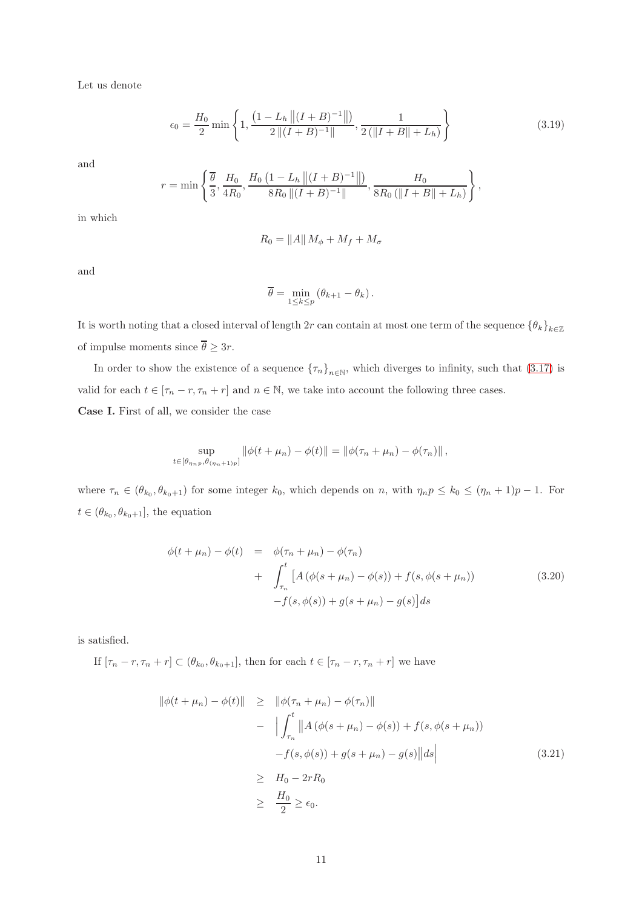Let us denote

$$\epsilon_0 = \frac{H_0}{2} \min\left\{1, \frac{\left(1 - L_h \left\|(I+B)^{-1}\right\|\right)}{2\left\|(I+B)^{-1}\right\|}, \frac{1}{2\left(\|I+B\| + L_h\right)}\right\} \tag{3.19}$$

and

$$r = \min\left\{\frac{\overline{\theta}}{3}, \frac{H_0}{4R_0}, \frac{H_0\left(1 - L_h \left\|(I+B)^{-1}\right\|\right)}{8R_0\left\|(I+B)^{-1}\right\|}, \frac{H_0}{8R_0\left(\|I+B\| + L_h\right)}\right\},$$

in which

$$R_0 = \|A\| M_\phi + M_f + M_\sigma$$

and

$$\overline{\theta} = \min_{1 \le k \le p} \left(\theta_{k+1} - \theta_k\right).$$

It is worth noting that a closed interval of length $2r$ can contain at most one term of the sequence $\{\theta_k\}_{k\in\mathbb{Z}}$ of impulse moments since $\overline{\theta} \geq 3r$.

In order to show the existence of a sequence $\{\tau_n\}_{n\in\mathbb{N}}$, which diverges to infinity, such that (3.17) is valid for each $t \in [\tau_n - r, \tau_n + r]$ and $n \in \mathbb{N}$, we take into account the following three cases.

**Case I.** First of all, we consider the case

$$\sup_{t\in[\theta_{\eta_n p}, \theta_{(\eta_n+1)p}]} \|\phi(t+\mu_n) - \phi(t)\| = \|\phi(\tau_n+\mu_n) - \phi(\tau_n)\|,$$

where $\tau_n \in (\theta_{k_0}, \theta_{k_0+1})$ for some integer $k_0$, which depends on $n$, with $\eta_n p \le k_0 \le (\eta_n+1)p - 1$. For $t \in (\theta_{k_0}, \theta_{k_0+1}]$, the equation

$$\begin{aligned}
\phi(t+\mu_n) - \phi(t) &= \phi(\tau_n+\mu_n) - \phi(\tau_n) \\
&+ \int_{\tau_n}^{t} \big[A\left(\phi(s+\mu_n) - \phi(s)\right) + f(s, \phi(s+\mu_n)) \\
&\quad - f(s, \phi(s)) + g(s+\mu_n) - g(s)\big] ds
\end{aligned} \tag{3.20}$$

is satisfied.

If $[\tau_n - r, \tau_n + r] \subset (\theta_{k_0}, \theta_{k_0+1}]$, then for each $t \in [\tau_n - r, \tau_n + r]$ we have

$$\begin{aligned}
\|\phi(t+\mu_n) - \phi(t)\| &\geq \|\phi(\tau_n+\mu_n) - \phi(\tau_n)\| \\
&- \Big|\int_{\tau_n}^{t} \big\|A\left(\phi(s+\mu_n) - \phi(s)\right) + f(s, \phi(s+\mu_n)) \\
&\quad - f(s, \phi(s)) + g(s+\mu_n) - g(s)\big\| ds\Big| \\
&\geq H_0 - 2rR_0 \\
&\geq \frac{H_0}{2} \geq \epsilon_0.
\end{aligned} \tag{3.21}$$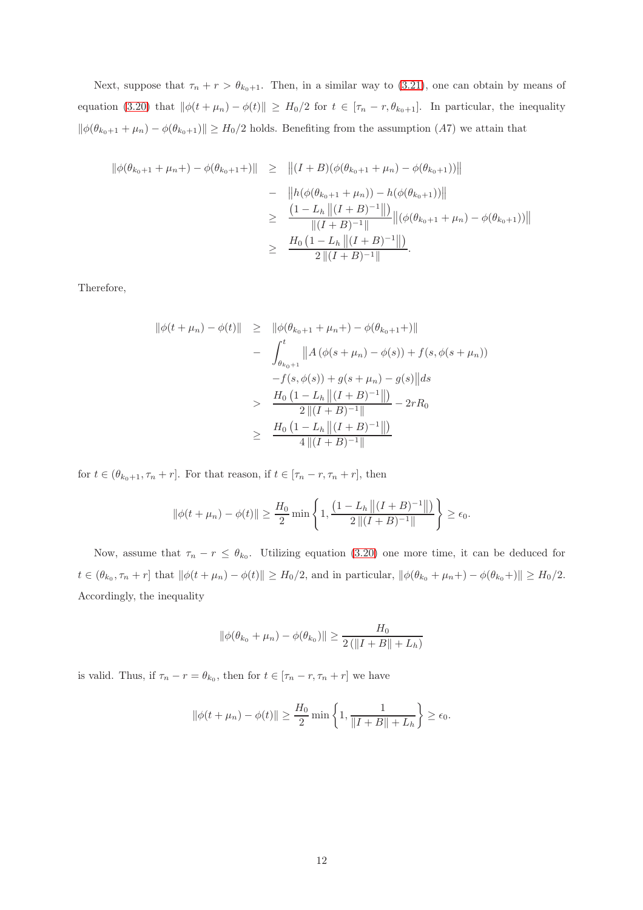Next, suppose that $\tau_n + r > \theta_{k_0+1}$. Then, in a similar way to (3.21), one can obtain by means of equation (3.20) that $\|\phi(t+\mu_n) - \phi(t)\| \geq H_0/2$ for $t \in [\tau_n - r, \theta_{k_0+1}]$. In particular, the inequality $\|\phi(\theta_{k_0+1} + \mu_n) - \phi(\theta_{k_0+1})\| \geq H_0/2$ holds. Benefiting from the assumption $(A7)$ we attain that

$$
\begin{aligned}
\|\phi(\theta_{k_0+1} + \mu_n +) - \phi(\theta_{k_0+1}+)\| &\geq \big\|(I+B)(\phi(\theta_{k_0+1} + \mu_n) - \phi(\theta_{k_0+1}))\big\| \\
&- \big\|h(\phi(\theta_{k_0+1} + \mu_n)) - h(\phi(\theta_{k_0+1}))\big\| \\
&\geq \frac{\left(1 - L_h \left\|(I+B)^{-1}\right\|\right)}{\|(I+B)^{-1}\|} \big\|(\phi(\theta_{k_0+1} + \mu_n) - \phi(\theta_{k_0+1}))\big\| \\
&\geq \frac{H_0\left(1 - L_h \left\|(I+B)^{-1}\right\|\right)}{2\,\|(I+B)^{-1}\|}.
\end{aligned}
$$

Therefore,

$$
\begin{aligned}
\|\phi(t+\mu_n) - \phi(t)\| &\geq \|\phi(\theta_{k_0+1} + \mu_n +) - \phi(\theta_{k_0+1}+)\| \\
&- \int_{\theta_{k_0+1}}^{t} \big\|A\left(\phi(s+\mu_n) - \phi(s)\right) + f(s, \phi(s+\mu_n)) \\
&\quad - f(s,\phi(s)) + g(s+\mu_n) - g(s)\big\| ds \\
&> \frac{H_0\left(1 - L_h \left\|(I+B)^{-1}\right\|\right)}{2\,\|(I+B)^{-1}\|} - 2rR_0 \\
&\geq \frac{H_0\left(1 - L_h \left\|(I+B)^{-1}\right\|\right)}{4\,\|(I+B)^{-1}\|}
\end{aligned}
$$

for $t \in (\theta_{k_0+1}, \tau_n + r]$. For that reason, if $t \in [\tau_n - r, \tau_n + r]$, then

$$
\|\phi(t+\mu_n) - \phi(t)\| \geq \frac{H_0}{2} \min\left\{1, \frac{\left(1 - L_h \left\|(I+B)^{-1}\right\|\right)}{2\,\|(I+B)^{-1}\|}\right\} \geq \epsilon_0.
$$

Now, assume that $\tau_n - r \leq \theta_{k_0}$. Utilizing equation (3.20) one more time, it can be deduced for $t \in (\theta_{k_0}, \tau_n + r]$ that $\|\phi(t+\mu_n) - \phi(t)\| \geq H_0/2$, and in particular, $\|\phi(\theta_{k_0} + \mu_n +) - \phi(\theta_{k_0}+)\| \geq H_0/2$. Accordingly, the inequality

$$
\|\phi(\theta_{k_0} + \mu_n) - \phi(\theta_{k_0})\| \geq \frac{H_0}{2\left(\|I+B\| + L_h\right)}
$$

is valid. Thus, if $\tau_n - r = \theta_{k_0}$, then for $t \in [\tau_n - r, \tau_n + r]$ we have

$$
\|\phi(t+\mu_n) - \phi(t)\| \geq \frac{H_0}{2} \min\left\{1, \frac{1}{\|I+B\| + L_h}\right\} \geq \epsilon_0.
$$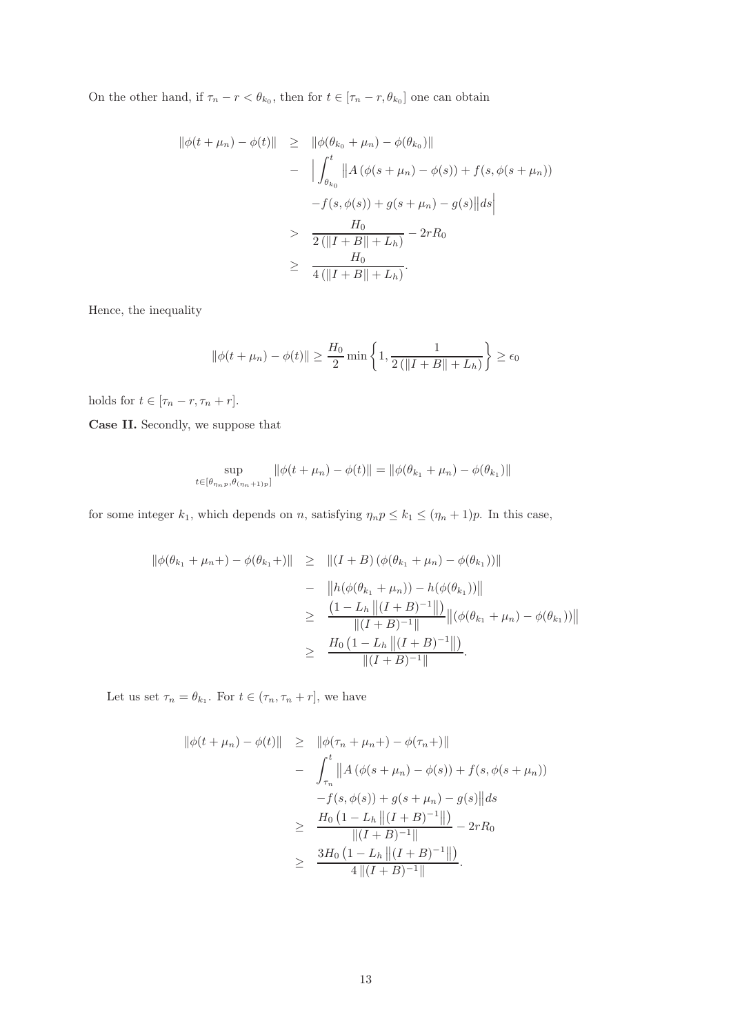On the other hand, if $\tau_n - r < \theta_{k_0}$, then for $t \in [\tau_n - r, \theta_{k_0}]$ one can obtain

$$
\begin{aligned}
\|\phi(t+\mu_n) - \phi(t)\| &\geq \|\phi(\theta_{k_0}+\mu_n) - \phi(\theta_{k_0})\| \\
&- \Big| \int_{\theta_{k_0}}^{t} \big\|A\left(\phi(s+\mu_n) - \phi(s)\right) + f(s,\phi(s+\mu_n)) \\
&\quad -f(s,\phi(s)) + g(s+\mu_n) - g(s)\big\| ds \Big| \\
&> \frac{H_0}{2\left(\|I+B\| + L_h\right)} - 2rR_0 \\
&\geq \frac{H_0}{4\left(\|I+B\| + L_h\right)}.
\end{aligned}
$$

Hence, the inequality

$$
\|\phi(t+\mu_n) - \phi(t)\| \geq \frac{H_0}{2} \min\left\{1, \frac{1}{2\left(\|I+B\| + L_h\right)}\right\} \geq \epsilon_0
$$

holds for $t \in [\tau_n - r, \tau_n + r]$.

**Case II.** Secondly, we suppose that

$$
\sup_{t \in [\theta_{\eta_n p}, \theta_{(\eta_n+1)p}]} \|\phi(t+\mu_n) - \phi(t)\| = \|\phi(\theta_{k_1}+\mu_n) - \phi(\theta_{k_1})\|
$$

for some integer $k_1$, which depends on $n$, satisfying $\eta_n p \leq k_1 \leq (\eta_n+1)p$. In this case,

$$
\begin{aligned}
\|\phi(\theta_{k_1}+\mu_n+) - \phi(\theta_{k_1}+)\| &\geq \|(I+B)\left(\phi(\theta_{k_1}+\mu_n) - \phi(\theta_{k_1})\right)\| \\
&- \big\|h(\phi(\theta_{k_1}+\mu_n)) - h(\phi(\theta_{k_1}))\big\| \\
&\geq \frac{\left(1 - L_h \left\|(I+B)^{-1}\right\|\right)}{\|(I+B)^{-1}\|} \big\|(\phi(\theta_{k_1}+\mu_n) - \phi(\theta_{k_1}))\big\| \\
&\geq \frac{H_0\left(1 - L_h \left\|(I+B)^{-1}\right\|\right)}{\|(I+B)^{-1}\|}.
\end{aligned}
$$

Let us set $\tau_n = \theta_{k_1}$. For $t \in (\tau_n, \tau_n + r]$, we have

$$
\begin{aligned}
\|\phi(t+\mu_n) - \phi(t)\| &\geq \|\phi(\tau_n+\mu_n+) - \phi(\tau_n+)\| \\
&- \int_{\tau_n}^{t} \big\|A\left(\phi(s+\mu_n) - \phi(s)\right) + f(s,\phi(s+\mu_n)) \\
&\quad -f(s,\phi(s)) + g(s+\mu_n) - g(s)\big\| ds \\
&\geq \frac{H_0\left(1 - L_h \left\|(I+B)^{-1}\right\|\right)}{\|(I+B)^{-1}\|} - 2rR_0 \\
&\geq \frac{3H_0\left(1 - L_h \left\|(I+B)^{-1}\right\|\right)}{4\,\|(I+B)^{-1}\|}.
\end{aligned}
$$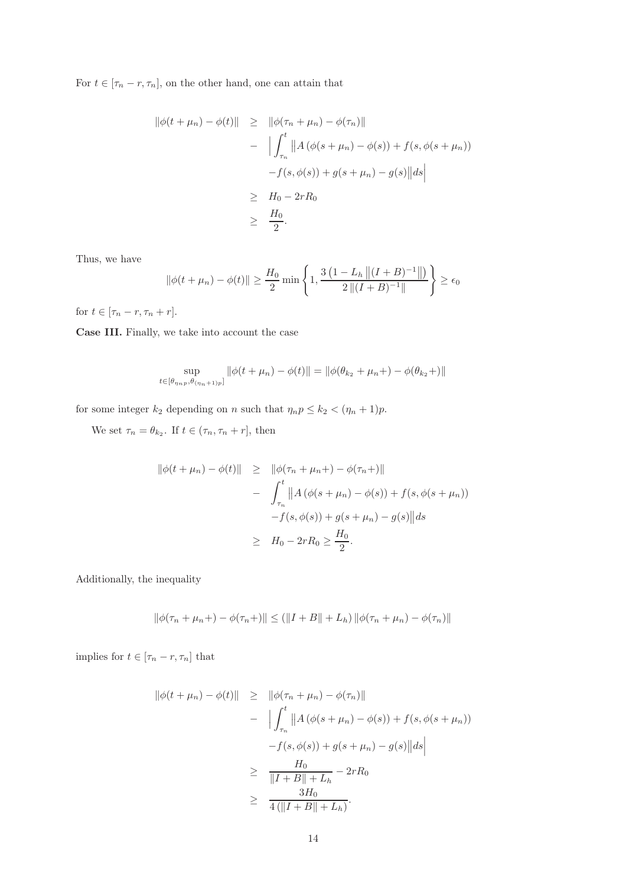For $t \in [\tau_n - r, \tau_n]$, on the other hand, one can attain that

$$
\begin{aligned}
\|\phi(t+\mu_n) - \phi(t)\| &\geq \|\phi(\tau_n + \mu_n) - \phi(\tau_n)\| \\
&\quad - \Big| \int_{\tau_n}^{t} \big\| A\left(\phi(s+\mu_n) - \phi(s)\right) + f(s, \phi(s+\mu_n)) \\
&\qquad - f(s, \phi(s)) + g(s+\mu_n) - g(s) \big\| ds \Big| \\
&\geq H_0 - 2rR_0 \\
&\geq \frac{H_0}{2}.
\end{aligned}
$$

Thus, we have

$$
\|\phi(t+\mu_n) - \phi(t)\| \geq \frac{H_0}{2} \min\left\{1, \frac{3\left(1 - L_h \left\|(I+B)^{-1}\right\|\right)}{2\left\|(I+B)^{-1}\right\|}\right\} \geq \epsilon_0
$$

for $t \in [\tau_n - r, \tau_n + r]$.

**Case III.** Finally, we take into account the case

$$
\sup_{t \in [\theta_{\eta_n p}, \theta_{(\eta_n+1)p}]} \|\phi(t+\mu_n) - \phi(t)\| = \|\phi(\theta_{k_2} + \mu_n +) - \phi(\theta_{k_2}+)\|
$$

for some integer $k_2$ depending on $n$ such that $\eta_n p \leq k_2 < (\eta_n + 1)p$.

We set $\tau_n = \theta_{k_2}$. If $t \in (\tau_n, \tau_n + r]$, then

$$
\begin{aligned}
\|\phi(t+\mu_n) - \phi(t)\| &\geq \|\phi(\tau_n + \mu_n +) - \phi(\tau_n +)\| \\
&\quad - \int_{\tau_n}^{t} \big\| A\left(\phi(s+\mu_n) - \phi(s)\right) + f(s, \phi(s+\mu_n)) \\
&\qquad - f(s, \phi(s)) + g(s+\mu_n) - g(s) \big\| ds \\
&\geq H_0 - 2rR_0 \geq \frac{H_0}{2}.
\end{aligned}
$$

Additionally, the inequality

$$
\|\phi(\tau_n + \mu_n +) - \phi(\tau_n +)\| \leq \left(\|I+B\| + L_h\right) \|\phi(\tau_n + \mu_n) - \phi(\tau_n)\|
$$

implies for $t \in [\tau_n - r, \tau_n]$ that

$$
\begin{aligned}
\|\phi(t+\mu_n) - \phi(t)\| &\geq \|\phi(\tau_n + \mu_n) - \phi(\tau_n)\| \\
&\quad - \Big| \int_{\tau_n}^{t} \big\| A\left(\phi(s+\mu_n) - \phi(s)\right) + f(s, \phi(s+\mu_n)) \\
&\qquad - f(s, \phi(s)) + g(s+\mu_n) - g(s) \big\| ds \Big| \\
&\geq \frac{H_0}{\|I+B\| + L_h} - 2rR_0 \\
&\geq \frac{3H_0}{4\left(\|I+B\| + L_h\right)}.
\end{aligned}
$$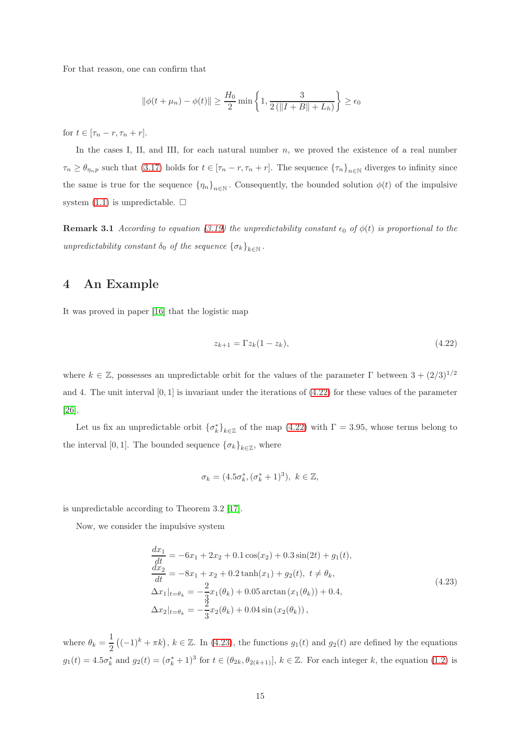For that reason, one can confirm that

$$\|\phi(t+\mu_n) - \phi(t)\| \geq \frac{H_0}{2} \min\left\{1, \frac{3}{2\left(\|I+B\| + L_h\right)}\right\} \geq \epsilon_0$$

for $t \in [\tau_n - r, \tau_n + r]$.

In the cases I, II, and III, for each natural number $n$, we proved the existence of a real number $\tau_n \geq \theta_{\eta_n p}$ such that (3.17) holds for $t \in [\tau_n - r, \tau_n + r]$. The sequence $\{\tau_n\}_{n\in\mathbb{N}}$ diverges to infinity since the same is true for the sequence $\{\eta_n\}_{n\in\mathbb{N}}$. Consequently, the bounded solution $\phi(t)$ of the impulsive system (1.1) is unpredictable. □

**Remark 3.1** *According to equation (3.19) the unpredictability constant $\epsilon_0$ of $\phi(t)$ is proportional to the unpredictability constant $\delta_0$ of the sequence $\{\sigma_k\}_{k\in\mathbb{N}}$.*

## 4 An Example

It was proved in paper [16] that the logistic map

$$z_{k+1} = \Gamma z_k(1 - z_k), \tag{4.22}$$

where $k \in \mathbb{Z}$, possesses an unpredictable orbit for the values of the parameter $\Gamma$ between $3 + (2/3)^{1/2}$ and 4. The unit interval $[0, 1]$ is invariant under the iterations of (4.22) for these values of the parameter [26].

Let us fix an unpredictable orbit $\{\sigma_k^*\}_{k\in\mathbb{Z}}$ of the map (4.22) with $\Gamma = 3.95$, whose terms belong to the interval $[0, 1]$. The bounded sequence $\{\sigma_k\}_{k\in\mathbb{Z}}$, where

$$\sigma_k = (4.5\sigma_k^*, (\sigma_k^* + 1)^3), \ k \in \mathbb{Z},$$

is unpredictable according to Theorem 3.2 [17].

Now, we consider the impulsive system

$$\begin{aligned}
\frac{dx_1}{dt} &= -6x_1 + 2x_2 + 0.1\cos(x_2) + 0.3\sin(2t) + g_1(t), \\
\frac{dx_2}{dt} &= -8x_1 + x_2 + 0.2\tanh(x_1) + g_2(t), \ t \neq \theta_k, \\
\Delta x_1|_{t=\theta_k} &= -\frac{2}{3}x_1(\theta_k) + 0.05\arctan\left(x_1(\theta_k)\right) + 0.4, \\
\Delta x_2|_{t=\theta_k} &= -\frac{2}{3}x_2(\theta_k) + 0.04\sin\left(x_2(\theta_k)\right),
\end{aligned} \tag{4.23}$$

where $\theta_k = \frac{1}{2}\left((-1)^k + \pi k\right)$, $k \in \mathbb{Z}$. In (4.23), the functions $g_1(t)$ and $g_2(t)$ are defined by the equations $g_1(t) = 4.5\sigma_k^*$ and $g_2(t) = (\sigma_k^* + 1)^3$ for $t \in (\theta_{2k}, \theta_{2(k+1)}]$, $k \in \mathbb{Z}$. For each integer $k$, the equation (1.2) is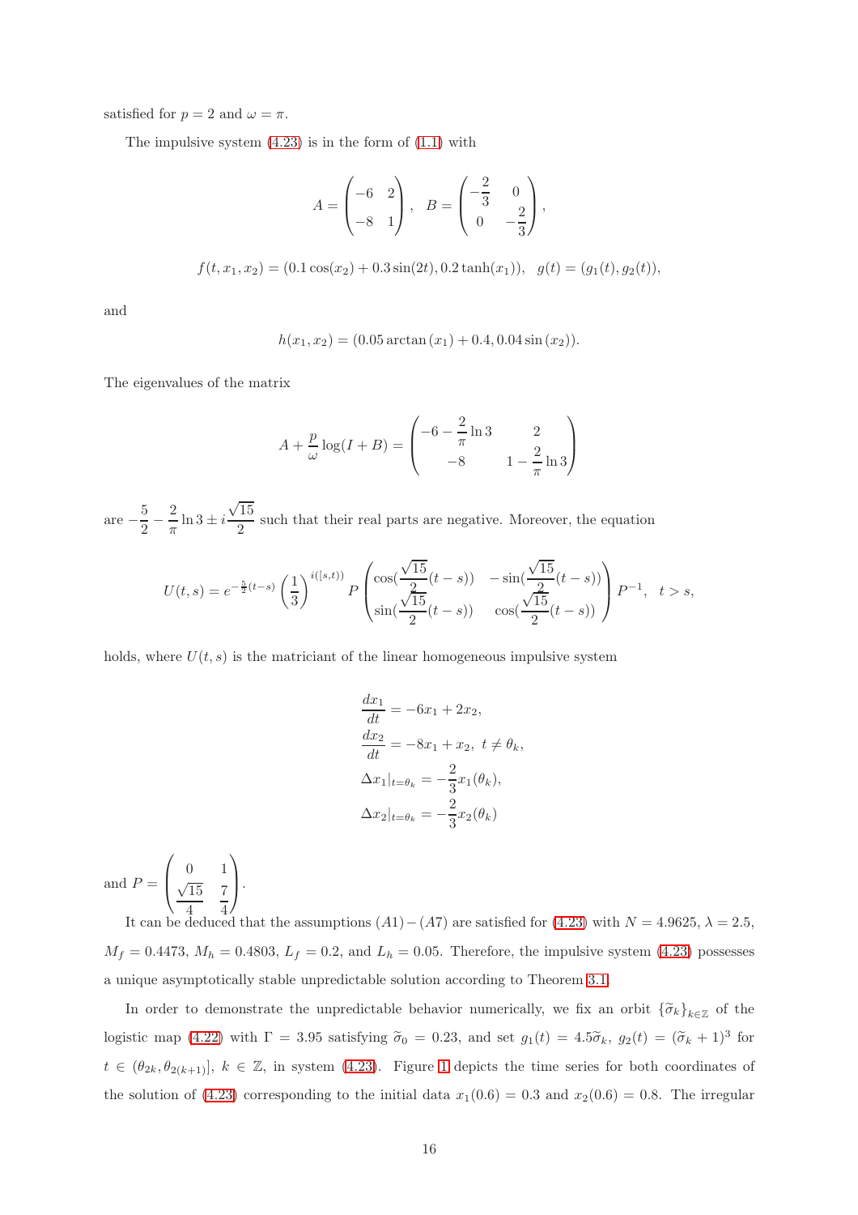satisfied for $p = 2$ and $\omega = \pi$.

The impulsive system (4.23) is in the form of (1.1) with

$$A = \begin{pmatrix} -6 & 2 \\ -8 & 1 \end{pmatrix}, \quad B = \begin{pmatrix} -\dfrac{2}{3} & 0 \\ 0 & -\dfrac{2}{3} \end{pmatrix},$$

$$f(t, x_1, x_2) = (0.1\cos(x_2) + 0.3\sin(2t), 0.2\tanh(x_1)), \quad g(t) = (g_1(t), g_2(t)),$$

and

$$h(x_1, x_2) = (0.05\arctan(x_1) + 0.4, 0.04\sin(x_2)).$$

The eigenvalues of the matrix

$$A + \frac{p}{\omega}\log(I + B) = \begin{pmatrix} -6 - \dfrac{2}{\pi}\ln 3 & 2 \\ -8 & 1 - \dfrac{2}{\pi}\ln 3 \end{pmatrix}$$

are $-\dfrac{5}{2} - \dfrac{2}{\pi}\ln 3 \pm i\dfrac{\sqrt{15}}{2}$ such that their real parts are negative. Moreover, the equation

$$U(t,s) = e^{-\frac{5}{2}(t-s)}\left(\frac{1}{3}\right)^{i([s,t))} P \begin{pmatrix} \cos(\dfrac{\sqrt{15}}{2}(t-s)) & -\sin(\dfrac{\sqrt{15}}{2}(t-s)) \\ \sin(\dfrac{\sqrt{15}}{2}(t-s)) & \cos(\dfrac{\sqrt{15}}{2}(t-s)) \end{pmatrix} P^{-1}, \quad t > s,$$

holds, where $U(t,s)$ is the matriciant of the linear homogeneous impulsive system

$$\begin{aligned}
\frac{dx_1}{dt} &= -6x_1 + 2x_2, \\
\frac{dx_2}{dt} &= -8x_1 + x_2, \ t \neq \theta_k, \\
\Delta x_1|_{t=\theta_k} &= -\frac{2}{3}x_1(\theta_k), \\
\Delta x_2|_{t=\theta_k} &= -\frac{2}{3}x_2(\theta_k)
\end{aligned}$$

and $P = \begin{pmatrix} 0 & 1 \\ \dfrac{\sqrt{15}}{4} & \dfrac{7}{4} \end{pmatrix}$.

It can be deduced that the assumptions $(A1) - (A7)$ are satisfied for (4.23) with $N = 4.9625$, $\lambda = 2.5$, $M_f = 0.4473$, $M_h = 0.4803$, $L_f = 0.2$, and $L_h = 0.05$. Therefore, the impulsive system (4.23) possesses a unique asymptotically stable unpredictable solution according to Theorem 3.1.

In order to demonstrate the unpredictable behavior numerically, we fix an orbit $\{\widetilde{\sigma}_k\}_{k\in\mathbb{Z}}$ of the logistic map (4.22) with $\Gamma = 3.95$ satisfying $\widetilde{\sigma}_0 = 0.23$, and set $g_1(t) = 4.5\widetilde{\sigma}_k$, $g_2(t) = (\widetilde{\sigma}_k + 1)^3$ for $t \in (\theta_{2k}, \theta_{2(k+1)}]$, $k \in \mathbb{Z}$, in system (4.23). Figure 1 depicts the time series for both coordinates of the solution of (4.23) corresponding to the initial data $x_1(0.6) = 0.3$ and $x_2(0.6) = 0.8$. The irregular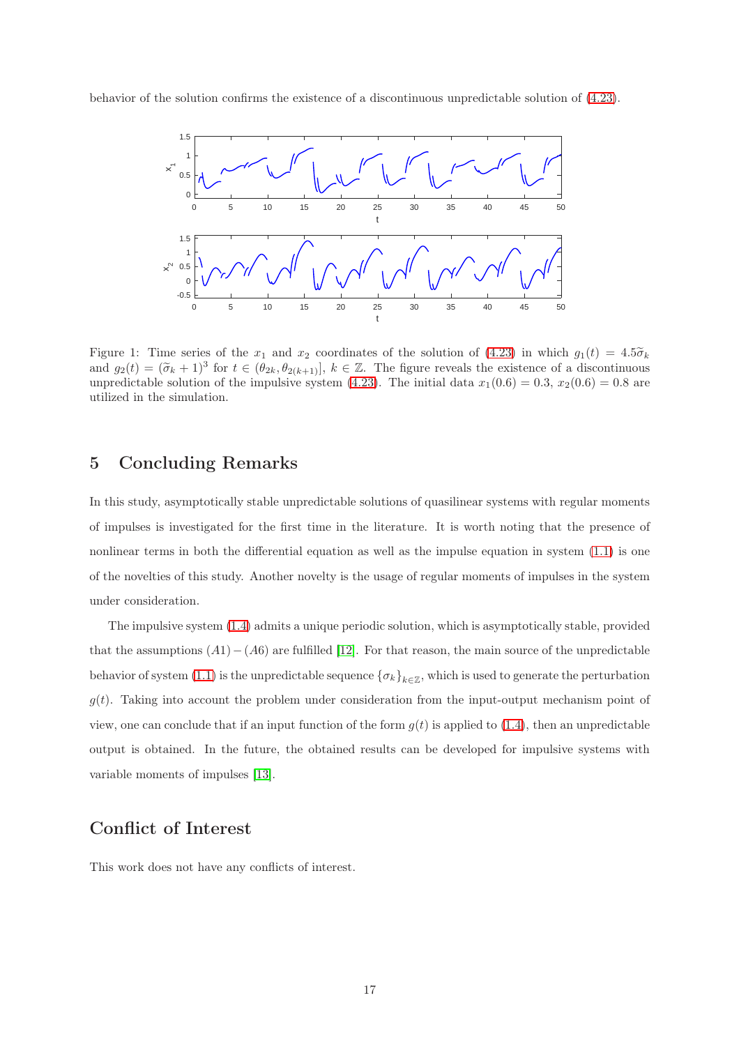behavior of the solution confirms the existence of a discontinuous unpredictable solution of (4.23).

Figure 1: Time series of the $x_1$ and $x_2$ coordinates of the solution of (4.23) in which $g_1(t) = 4.5\widetilde{\sigma}_k$ and $g_2(t) = (\widetilde{\sigma}_k + 1)^3$ for $t \in (\theta_{2k}, \theta_{2(k+1)}]$, $k \in \mathbb{Z}$. The figure reveals the existence of a discontinuous unpredictable solution of the impulsive system (4.23). The initial data $x_1(0.6) = 0.3$, $x_2(0.6) = 0.8$ are utilized in the simulation.

## 5 Concluding Remarks

In this study, asymptotically stable unpredictable solutions of quasilinear systems with regular moments of impulses is investigated for the first time in the literature. It is worth noting that the presence of nonlinear terms in both the differential equation as well as the impulse equation in system (1.1) is one of the novelties of this study. Another novelty is the usage of regular moments of impulses in the system under consideration.

The impulsive system (1.4) admits a unique periodic solution, which is asymptotically stable, provided that the assumptions $(A1)-(A6)$ are fulfilled [12]. For that reason, the main source of the unpredictable behavior of system (1.1) is the unpredictable sequence $\{\sigma_k\}_{k\in\mathbb{Z}}$, which is used to generate the perturbation $g(t)$. Taking into account the problem under consideration from the input-output mechanism point of view, one can conclude that if an input function of the form $g(t)$ is applied to (1.4), then an unpredictable output is obtained. In the future, the obtained results can be developed for impulsive systems with variable moments of impulses [13].

## Conflict of Interest

This work does not have any conflicts of interest.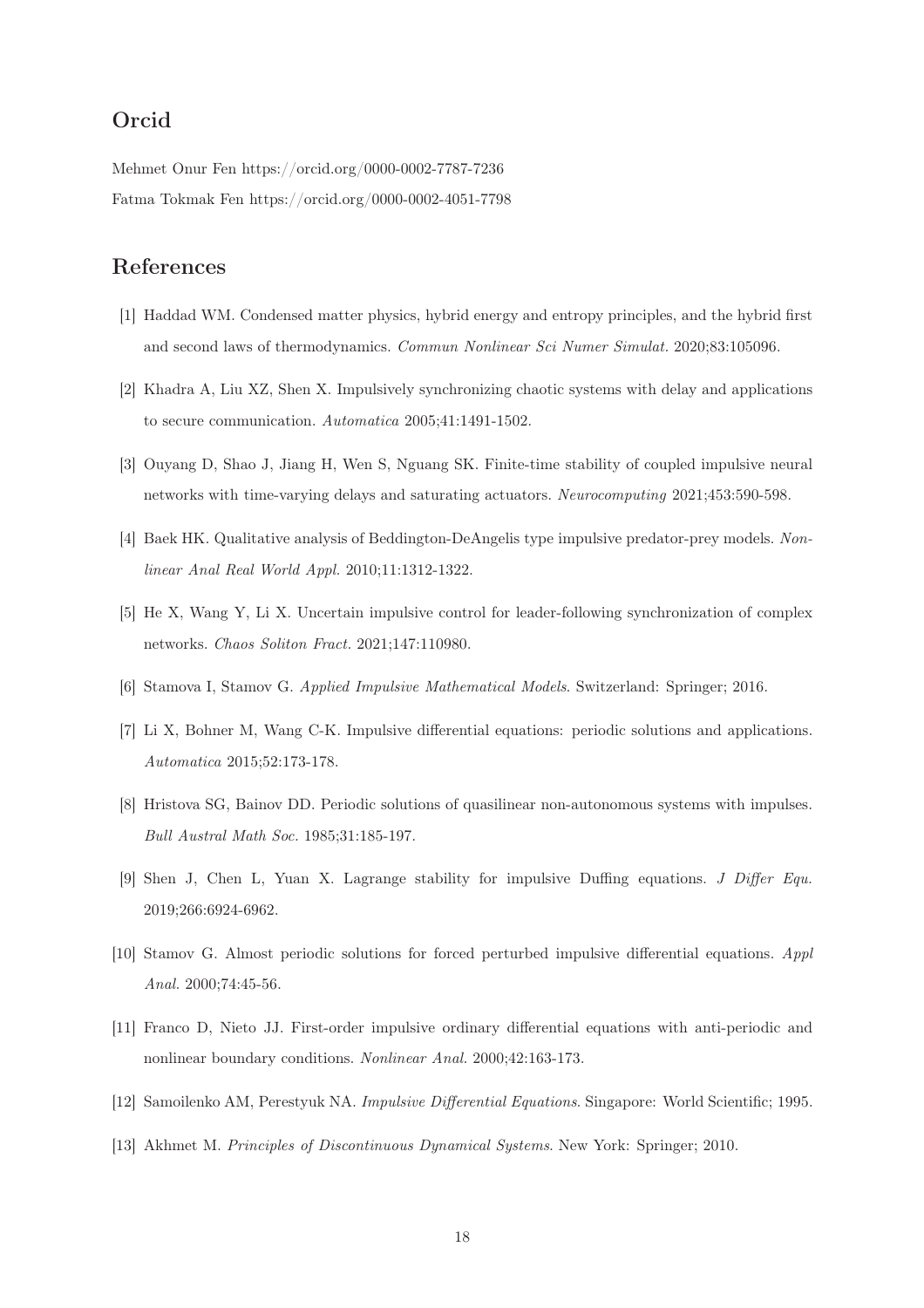## Orcid

Mehmet Onur Fen https://orcid.org/0000-0002-7787-7236

Fatma Tokmak Fen https://orcid.org/0000-0002-4051-7798

## References

[1] Haddad WM. Condensed matter physics, hybrid energy and entropy principles, and the hybrid first and second laws of thermodynamics. *Commun Nonlinear Sci Numer Simulat.* 2020;83:105096.

[2] Khadra A, Liu XZ, Shen X. Impulsively synchronizing chaotic systems with delay and applications to secure communication. *Automatica* 2005;41:1491-1502.

[3] Ouyang D, Shao J, Jiang H, Wen S, Nguang SK. Finite-time stability of coupled impulsive neural networks with time-varying delays and saturating actuators. *Neurocomputing* 2021;453:590-598.

[4] Baek HK. Qualitative analysis of Beddington-DeAngelis type impulsive predator-prey models. *Nonlinear Anal Real World Appl.* 2010;11:1312-1322.

[5] He X, Wang Y, Li X. Uncertain impulsive control for leader-following synchronization of complex networks. *Chaos Soliton Fract.* 2021;147:110980.

[6] Stamova I, Stamov G. *Applied Impulsive Mathematical Models*. Switzerland: Springer; 2016.

[7] Li X, Bohner M, Wang C-K. Impulsive differential equations: periodic solutions and applications. *Automatica* 2015;52:173-178.

[8] Hristova SG, Bainov DD. Periodic solutions of quasilinear non-autonomous systems with impulses. *Bull Austral Math Soc.* 1985;31:185-197.

[9] Shen J, Chen L, Yuan X. Lagrange stability for impulsive Duffing equations. *J Differ Equ.* 2019;266:6924-6962.

[10] Stamov G. Almost periodic solutions for forced perturbed impulsive differential equations. *Appl Anal.* 2000;74:45-56.

[11] Franco D, Nieto JJ. First-order impulsive ordinary differential equations with anti-periodic and nonlinear boundary conditions. *Nonlinear Anal.* 2000;42:163-173.

[12] Samoilenko AM, Perestyuk NA. *Impulsive Differential Equations*. Singapore: World Scientific; 1995.

[13] Akhmet M. *Principles of Discontinuous Dynamical Systems*. New York: Springer; 2010.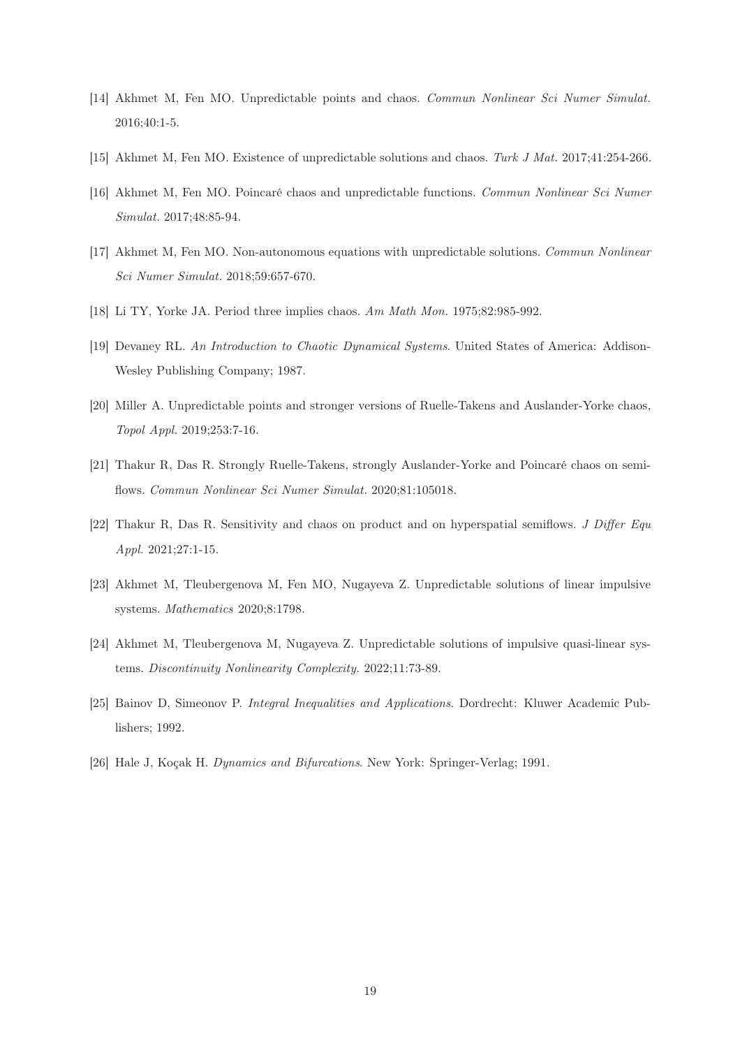[14] Akhmet M, Fen MO. Unpredictable points and chaos. *Commun Nonlinear Sci Numer Simulat.* 2016;40:1-5.

[15] Akhmet M, Fen MO. Existence of unpredictable solutions and chaos. *Turk J Mat.* 2017;41:254-266.

[16] Akhmet M, Fen MO. Poincaré chaos and unpredictable functions. *Commun Nonlinear Sci Numer Simulat.* 2017;48:85-94.

[17] Akhmet M, Fen MO. Non-autonomous equations with unpredictable solutions. *Commun Nonlinear Sci Numer Simulat.* 2018;59:657-670.

[18] Li TY, Yorke JA. Period three implies chaos. *Am Math Mon.* 1975;82:985-992.

[19] Devaney RL. *An Introduction to Chaotic Dynamical Systems*. United States of America: Addison-Wesley Publishing Company; 1987.

[20] Miller A. Unpredictable points and stronger versions of Ruelle-Takens and Auslander-Yorke chaos, *Topol Appl.* 2019;253:7-16.

[21] Thakur R, Das R. Strongly Ruelle-Takens, strongly Auslander-Yorke and Poincaré chaos on semiflows. *Commun Nonlinear Sci Numer Simulat.* 2020;81:105018.

[22] Thakur R, Das R. Sensitivity and chaos on product and on hyperspatial semiflows. *J Differ Equ Appl.* 2021;27:1-15.

[23] Akhmet M, Tleubergenova M, Fen MO, Nugayeva Z. Unpredictable solutions of linear impulsive systems. *Mathematics* 2020;8:1798.

[24] Akhmet M, Tleubergenova M, Nugayeva Z. Unpredictable solutions of impulsive quasi-linear systems. *Discontinuity Nonlinearity Complexity.* 2022;11:73-89.

[25] Bainov D, Simeonov P. *Integral Inequalities and Applications*. Dordrecht: Kluwer Academic Publishers; 1992.

[26] Hale J, Koçak H. *Dynamics and Bifurcations*. New York: Springer-Verlag; 1991.